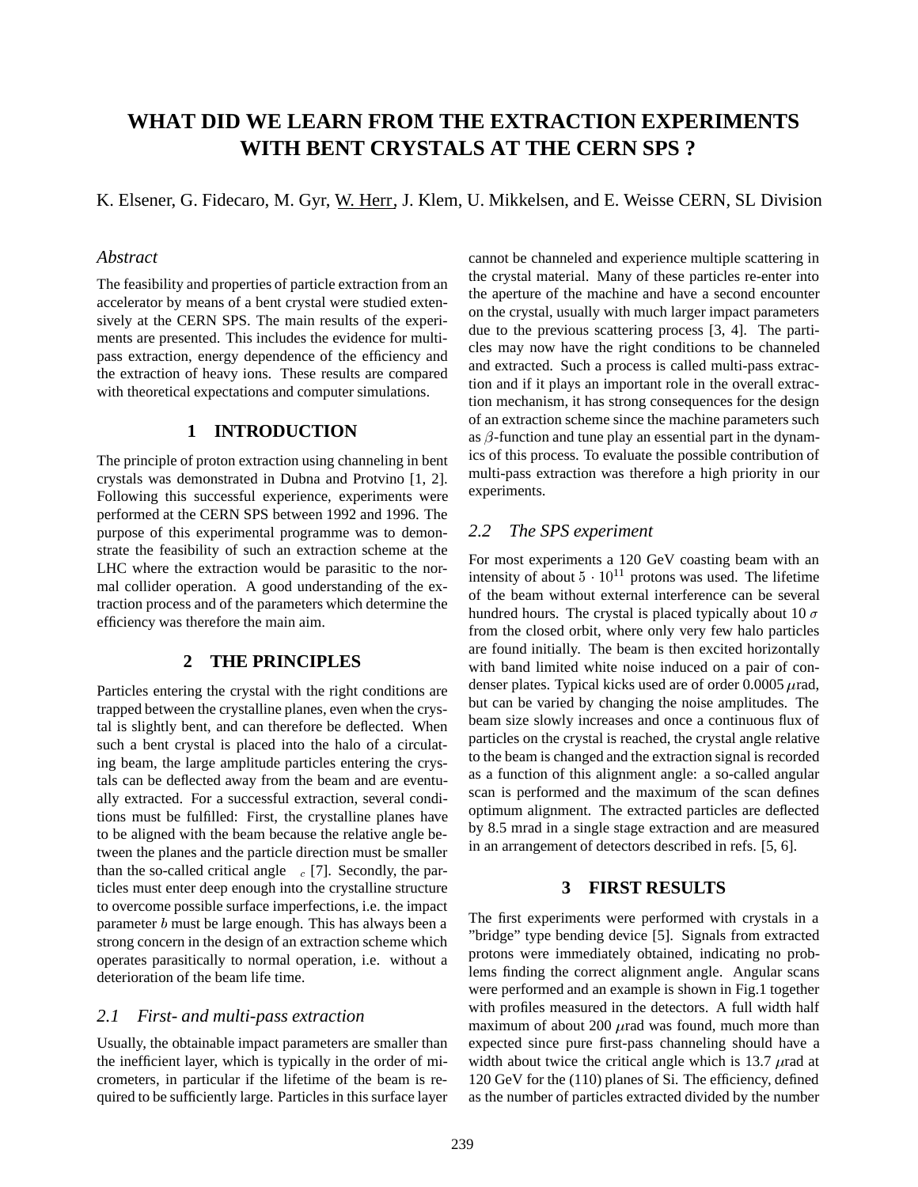# WHAT DID WE LEARN FROM THE EXTRACTION EXPERIMENTS WITH BENT CRYSTALS AT THE CERN SPS ?

K. Elsener, G. Fidecaro, M. Gyr, W. Herr, J. Klem, U. Mikkelsen, and E. Weisse CERN, SL Division

### *Abstract*

The feasibility and properties of particle extraction from an accelerator by means of a bent crystal were studied extensively at the CERN SPS. The main results of the experiments are presented. This includes the evidence for multipass extraction, energy dependence of the efficiency and the extraction of heavy ions. These results are compared with theoretical expectations and computer simulations.

## 1 INTRODUCTION

The principle of proton extraction using channeling in bent crystals was demonstrated in Dubna and Protvino [1, 2]. Following this successful experience, experiments were performed at the CERN SPS between 1992 and 1996. The purpose of this experimental programme was to demonstrate the feasibility of such an extraction scheme at the LHC where the extraction would be parasitic to the normal collider operation. A good understanding of the extraction process and of the parameters which determine the efficiency was therefore the main aim.

## 2 THE PRINCIPLES

Particles entering the crystal with the right conditions are trapped between the crystalline planes, even when the crystal is slightly bent, and can therefore be deflected. When such a bent crystal is placed into the halo of a circulating beam, the large amplitude particles entering the crystals can be deflected away from the beam and are eventually extracted. For a successful extraction, several conditions must be fulfilled: First, the crystalline planes have to be aligned with the beam because the relative angle between the planes and the particle direction must be smaller than the so-called critical angle $\theta_c$ [7]. Secondly, the particles must enter deep enough into the crystalline structure to overcome possible surface imperfections, i.e. the impact parameter $b$ must be large enough. This has always been a strong concern in the design of an extraction scheme which operates parasitically to normal operation, i.e. without a deterioration of the beam life time.

### *2.1 First- and multi-pass extraction*

Usually, the obtainable impact parameters are smaller than the inefficient layer, which is typically in the order of micrometers, in particular if the lifetime of the beam is required to be sufficiently large. Particles in this surface layer cannot be channeled and experience multiple scattering in the crystal material. Many of these particles re-enter into the aperture of the machine and have a second encounter on the crystal, usually with much larger impact parameters due to the previous scattering process [3, 4]. The particles may now have the right conditions to be channeled and extracted. Such a process is called multi-pass extraction and if it plays an important role in the overall extraction mechanism, it has strong consequences for the design of an extraction scheme since the machine parameters such as $\beta$-function and tune play an essential part in the dynamics of this process. To evaluate the possible contribution of multi-pass extraction was therefore a high priority in our experiments.

### *2.2 The SPS experiment*

For most experiments a 120 GeV coasting beam with an intensity of about $5 \cdot 10^{11}$ protons was used. The lifetime of the beam without external interference can be several hundred hours. The crystal is placed typically about 10 $\sigma$ from the closed orbit, where only very few halo particles are found initially. The beam is then excited horizontally with band limited white noise induced on a pair of condenser plates. Typical kicks used are of order 0.0005 $\mu$rad, but can be varied by changing the noise amplitudes. The beam size slowly increases and once a continuous flux of particles on the crystal is reached, the crystal angle relative to the beam is changed and the extraction signal is recorded as a function of this alignment angle: a so-called angular scan is performed and the maximum of the scan defines optimum alignment. The extracted particles are deflected by 8.5 mrad in a single stage extraction and are measured in an arrangement of detectors described in refs. [5, 6].

## 3 FIRST RESULTS

The first experiments were performed with crystals in a "bridge" type bending device [5]. Signals from extracted protons were immediately obtained, indicating no problems finding the correct alignment angle. Angular scans were performed and an example is shown in Fig.1 together with profiles measured in the detectors. A full width half maximum of about 200 $\mu$rad was found, much more than expected since pure first-pass channeling should have a width about twice the critical angle which is 13.7 $\mu$rad at 120 GeV for the (110) planes of Si. The efficiency, defined as the number of particles extracted divided by the number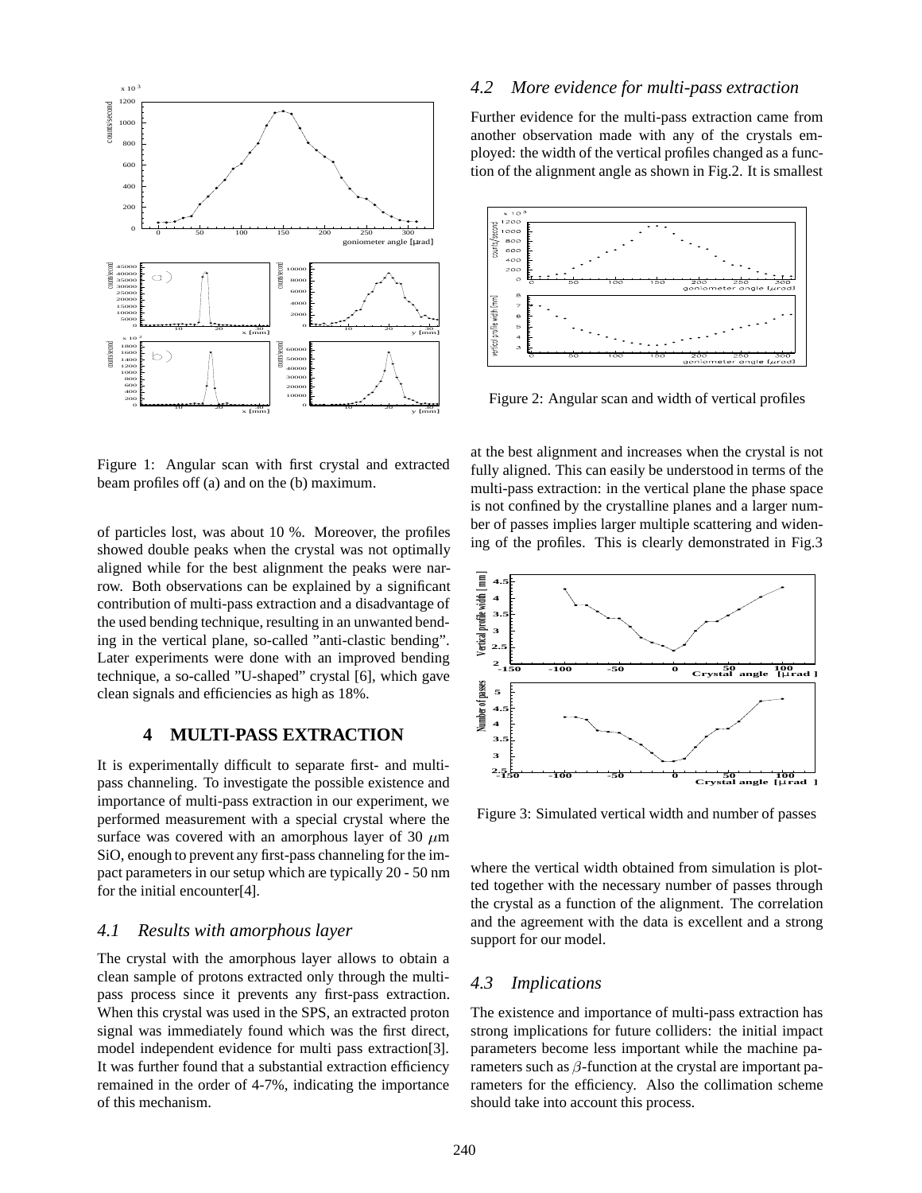Figure 1: Angular scan with first crystal and extracted beam profiles off (a) and on the (b) maximum.

of particles lost, was about 10 %. Moreover, the profiles showed double peaks when the crystal was not optimally aligned while for the best alignment the peaks were narrow. Both observations can be explained by a significant contribution of multi-pass extraction and a disadvantage of the used bending technique, resulting in an unwanted bending in the vertical plane, so-called "anti-clastic bending". Later experiments were done with an improved bending technique, a so-called "U-shaped" crystal [6], which gave clean signals and efficiencies as high as 18%.

## 4 MULTI-PASS EXTRACTION

It is experimentally difficult to separate first- and multi-pass channeling. To investigate the possible existence and importance of multi-pass extraction in our experiment, we performed measurement with a special crystal where the surface was covered with an amorphous layer of 30 $\mu$m SiO, enough to prevent any first-pass channeling for the impact parameters in our setup which are typically 20 - 50 nm for the initial encounter[4].

### *4.1 Results with amorphous layer*

The crystal with the amorphous layer allows to obtain a clean sample of protons extracted only through the multi-pass process since it prevents any first-pass extraction. When this crystal was used in the SPS, an extracted proton signal was immediately found which was the first direct, model independent evidence for multi pass extraction[3]. It was further found that a substantial extraction efficiency remained in the order of 4-7%, indicating the importance of this mechanism.

### *4.2 More evidence for multi-pass extraction*

Further evidence for the multi-pass extraction came from another observation made with any of the crystals employed: the width of the vertical profiles changed as a function of the alignment angle as shown in Fig.2. It is smallest at the best alignment and increases when the crystal is not fully aligned. This can easily be understood in terms of the multi-pass extraction: in the vertical plane the phase space is not confined by the crystalline planes and a larger number of passes implies larger multiple scattering and widening of the profiles. This is clearly demonstrated in Fig.3 where the vertical width obtained from simulation is plotted together with the necessary number of passes through the crystal as a function of the alignment. The correlation and the agreement with the data is excellent and a strong support for our model.

Figure 2: Angular scan and width of vertical profiles

Figure 3: Simulated vertical width and number of passes

### *4.3 Implications*

The existence and importance of multi-pass extraction has strong implications for future colliders: the initial impact parameters become less important while the machine parameters such as $\beta$-function at the crystal are important parameters for the efficiency. Also the collimation scheme should take into account this process.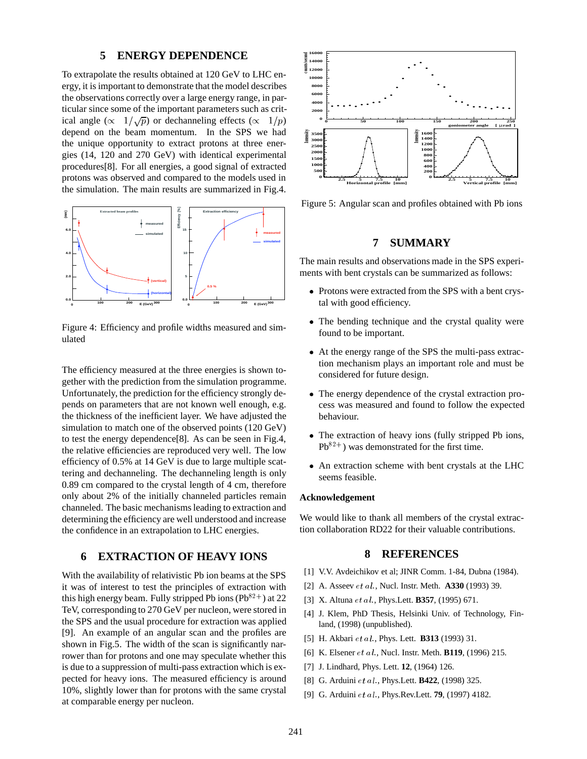## 5 ENERGY DEPENDENCE

To extrapolate the results obtained at 120 GeV to LHC energy, it is important to demonstrate that the model describes the observations correctly over a large energy range, in particular since some of the important parameters such as critical angle ($\propto 1/\sqrt{p}$) or dechanneling effects ($\propto 1/p$) depend on the beam momentum. In the SPS we had the unique opportunity to extract protons at three energies (14, 120 and 270 GeV) with identical experimental procedures[8]. For all energies, a good signal of extracted protons was observed and compared to the models used in the simulation. The main results are summarized in Fig.4.

Extracted beam profiles
(mm)
measured
simulated
(vertical)
(horizontal)
E (GeV)

Extraction efficiency
Efficiency [%]
measured
simulated
0.5 %
E (GeV)

Figure 4: Efficiency and profile widths measured and simulated

The efficiency measured at the three energies is shown together with the prediction from the simulation programme. Unfortunately, the prediction for the efficiency strongly depends on parameters that are not known well enough, e.g. the thickness of the inefficient layer. We have adjusted the simulation to match one of the observed points (120 GeV) to test the energy dependence[8]. As can be seen in Fig.4, the relative efficiencies are reproduced very well. The low efficiency of 0.5% at 14 GeV is due to large multiple scattering and dechanneling. The dechanneling length is only 0.89 cm compared to the crystal length of 4 cm, therefore only about 2% of the initially channeled particles remain channeled. The basic mechanisms leading to extraction and determining the efficiency are well understood and increase the confidence in an extrapolation to LHC energies.

## 6 EXTRACTION OF HEAVY IONS

With the availability of relativistic Pb ion beams at the SPS it was of interest to test the principles of extraction with this high energy beam. Fully stripped Pb ions ($Pb^{82+}$) at 22 TeV, corresponding to 270 GeV per nucleon, were stored in the SPS and the usual procedure for extraction was applied [9]. An example of an angular scan and the profiles are shown in Fig.5. The width of the scan is significantly narrower than for protons and one may speculate whether this is due to a suppression of multi-pass extraction which is expected for heavy ions. The measured efficiency is around 10%, slightly lower than for protons with the same crystal at comparable energy per nucleon.

counts/second
goniometer angle [ μrad ]
Intensity
Horizontal profile [mm]
Intensity
Vertical profile [mm]

Figure 5: Angular scan and profiles obtained with Pb ions

## 7 SUMMARY

The main results and observations made in the SPS experiments with bent crystals can be summarized as follows:

- Protons were extracted from the SPS with a bent crystal with good efficiency.
- The bending technique and the crystal quality were found to be important.
- At the energy range of the SPS the multi-pass extraction mechanism plays an important role and must be considered for future design.
- The energy dependence of the crystal extraction process was measured and found to follow the expected behaviour.
- The extraction of heavy ions (fully stripped Pb ions, $Pb^{82+}$) was demonstrated for the first time.
- An extraction scheme with bent crystals at the LHC seems feasible.

**Acknowledgement**

We would like to thank all members of the crystal extraction collaboration RD22 for their valuable contributions.

## 8 REFERENCES

[1] V.V. Avdeichikov et al; JINR Comm. 1-84, Dubna (1984).

[2] A. Asseev *et al.*, Nucl. Instr. Meth. **A330** (1993) 39.

[3] X. Altuna *et al.*, Phys.Lett. **B357**, (1995) 671.

[4] J. Klem, PhD Thesis, Helsinki Univ. of Technology, Finland, (1998) (unpublished).

[5] H. Akbari *et al.*, Phys. Lett. **B313** (1993) 31.

[6] K. Elsener *et al.*, Nucl. Instr. Meth. **B119**, (1996) 215.

[7] J. Lindhard, Phys. Lett. **12**, (1964) 126.

[8] G. Arduini *et al.*, Phys.Lett. **B422**, (1998) 325.

[9] G. Arduini *et al.*, Phys.Rev.Lett. **79**, (1997) 4182.